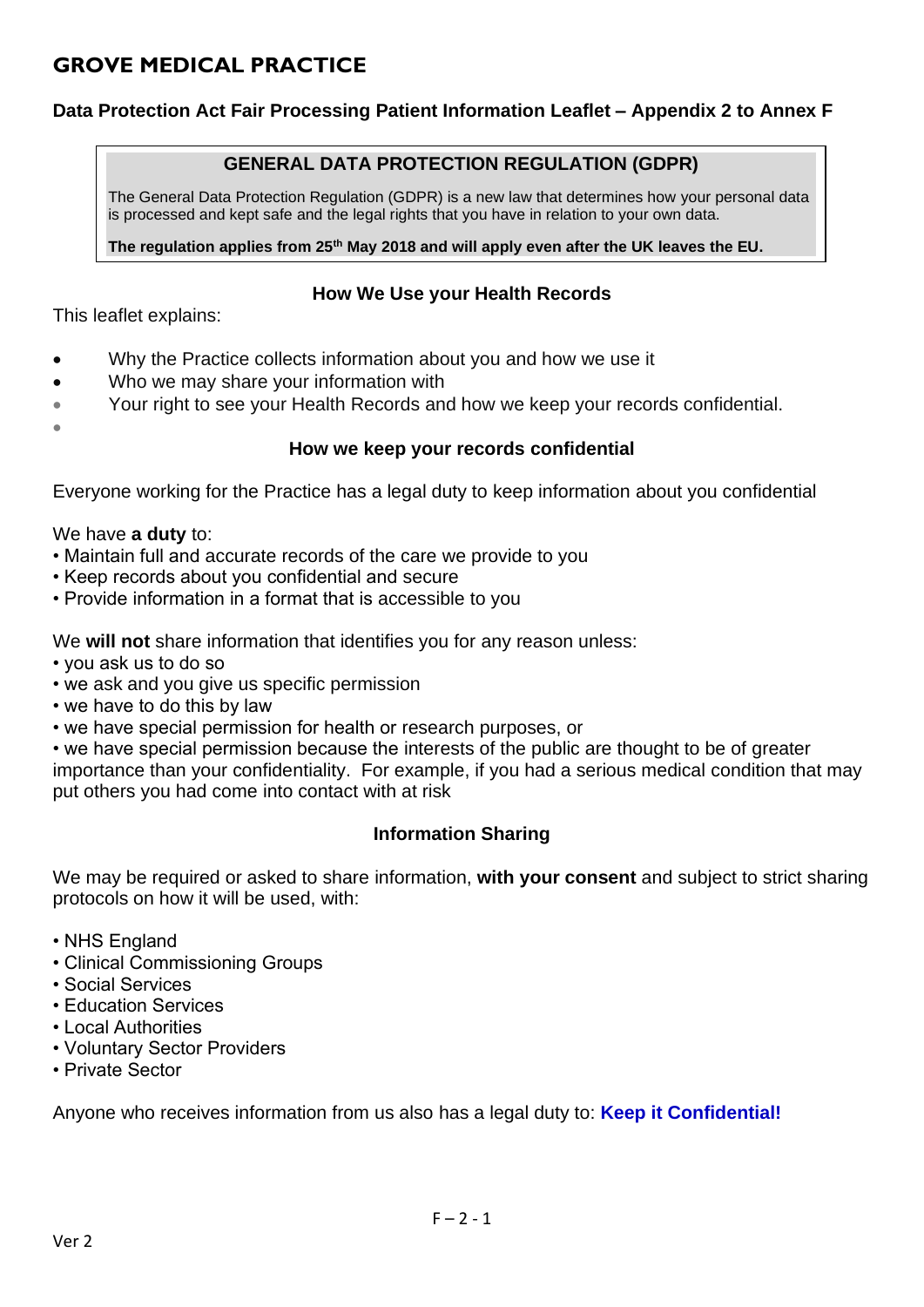# GROVE MEDICAL PRACTICE

**Data Protection Act Fair Processing Patient Information Leaflet – Appendix 2 to Annex F**

> **GENERAL DATA PROTECTION REGULATION (GDPR)**
>
> The General Data Protection Regulation (GDPR) is a new law that determines how your personal data is processed and kept safe and the legal rights that you have in relation to your own data.
>
> **The regulation applies from 25th May 2018 and will apply even after the UK leaves the EU.**

## How We Use your Health Records

This leaflet explains:

- Why the Practice collects information about you and how we use it
- Who we may share your information with
- Your right to see your Health Records and how we keep your records confidential.

## How we keep your records confidential

Everyone working for the Practice has a legal duty to keep information about you confidential

We have **a duty** to:

- Maintain full and accurate records of the care we provide to you
- Keep records about you confidential and secure
- Provide information in a format that is accessible to you

We **will not** share information that identifies you for any reason unless:

- you ask us to do so
- we ask and you give us specific permission
- we have to do this by law
- we have special permission for health or research purposes, or
- we have special permission because the interests of the public are thought to be of greater importance than your confidentiality. For example, if you had a serious medical condition that may put others you had come into contact with at risk

## Information Sharing

We may be required or asked to share information, **with your consent** and subject to strict sharing protocols on how it will be used, with:

- NHS England
- Clinical Commissioning Groups
- Social Services
- Education Services
- Local Authorities
- Voluntary Sector Providers
- Private Sector

Anyone who receives information from us also has a legal duty to: **Keep it Confidential!**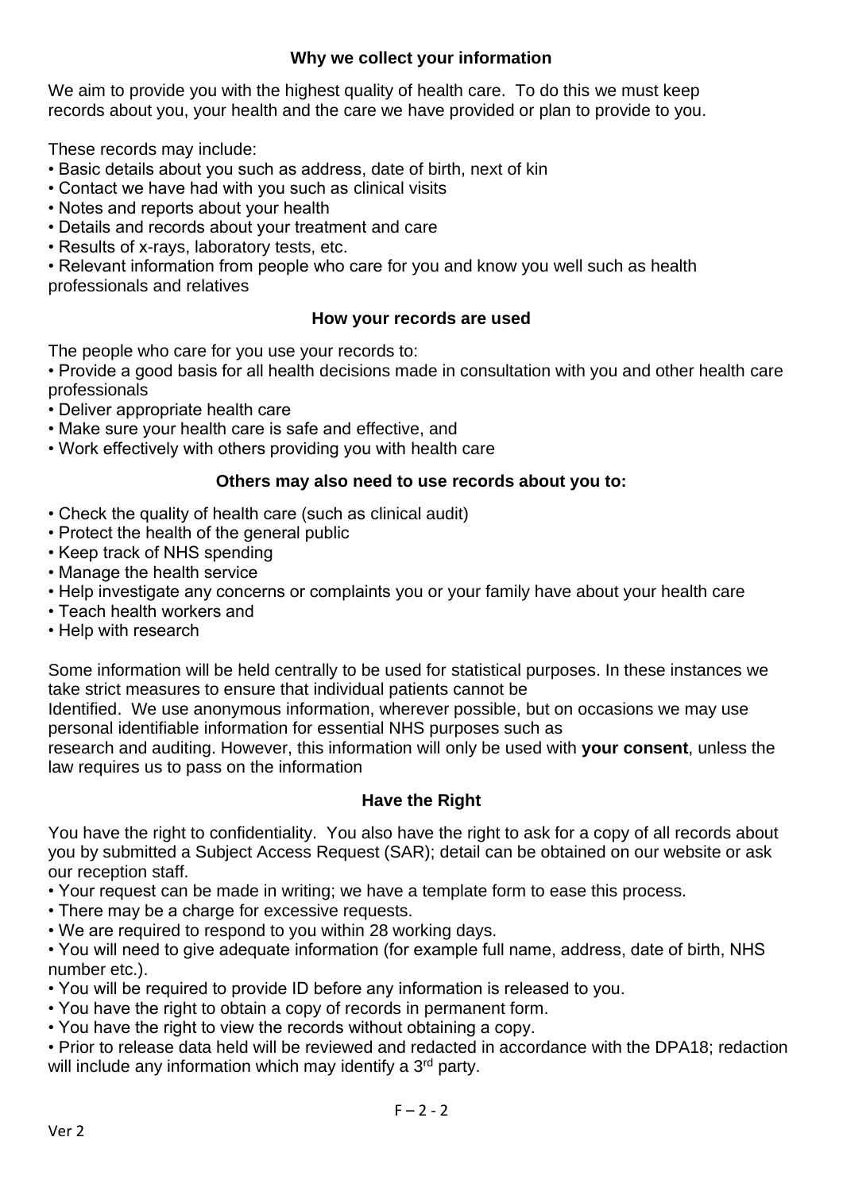## Why we collect your information

We aim to provide you with the highest quality of health care. To do this we must keep records about you, your health and the care we have provided or plan to provide to you.

These records may include:

- Basic details about you such as address, date of birth, next of kin
- Contact we have had with you such as clinical visits
- Notes and reports about your health
- Details and records about your treatment and care
- Results of x-rays, laboratory tests, etc.
- Relevant information from people who care for you and know you well such as health professionals and relatives

## How your records are used

The people who care for you use your records to:

- Provide a good basis for all health decisions made in consultation with you and other health care professionals
- Deliver appropriate health care
- Make sure your health care is safe and effective, and
- Work effectively with others providing you with health care

## Others may also need to use records about you to:

- Check the quality of health care (such as clinical audit)
- Protect the health of the general public
- Keep track of NHS spending
- Manage the health service
- Help investigate any concerns or complaints you or your family have about your health care
- Teach health workers and
- Help with research

Some information will be held centrally to be used for statistical purposes. In these instances we take strict measures to ensure that individual patients cannot be Identified. We use anonymous information, wherever possible, but on occasions we may use personal identifiable information for essential NHS purposes such as research and auditing. However, this information will only be used with **your consent**, unless the law requires us to pass on the information

## Have the Right

You have the right to confidentiality. You also have the right to ask for a copy of all records about you by submitted a Subject Access Request (SAR); detail can be obtained on our website or ask our reception staff.

- Your request can be made in writing; we have a template form to ease this process.
- There may be a charge for excessive requests.
- We are required to respond to you within 28 working days.
- You will need to give adequate information (for example full name, address, date of birth, NHS number etc.).
- You will be required to provide ID before any information is released to you.
- You have the right to obtain a copy of records in permanent form.
- You have the right to view the records without obtaining a copy.
- Prior to release data held will be reviewed and redacted in accordance with the DPA18; redaction will include any information which may identify a 3rd party.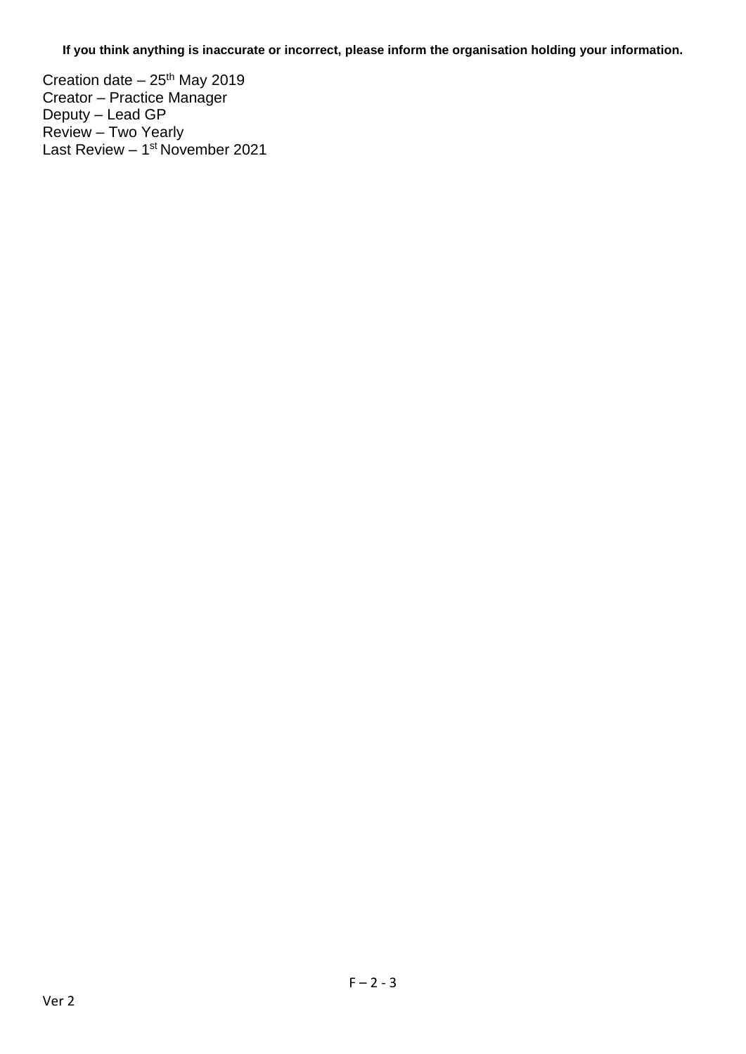**If you think anything is inaccurate or incorrect, please inform the organisation holding your information.**

Creation date – 25th May 2019
Creator – Practice Manager
Deputy – Lead GP
Review – Two Yearly
Last Review – 1st November 2021